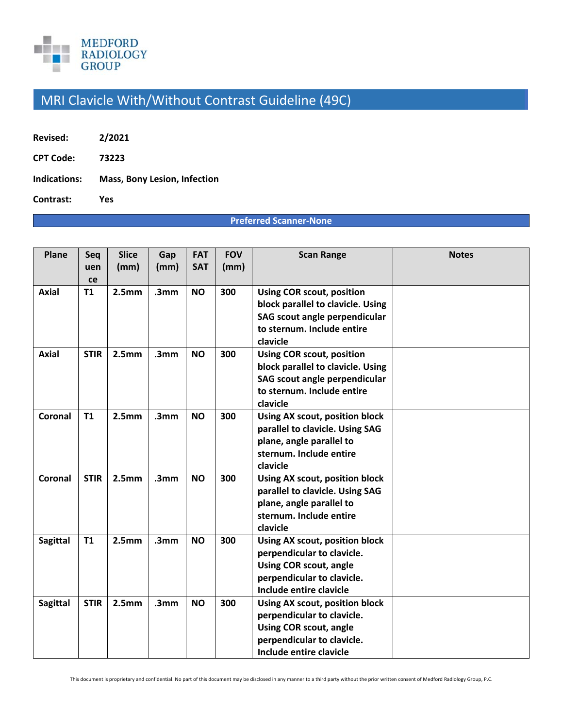MEDFORD RADIOLOGY GROUP

# MRI Clavicle With/Without Contrast Guideline (49C)

**Revised:** **2/2021**

**CPT Code:** **73223**

**Indications:** **Mass, Bony Lesion, Infection**

**Contrast:** **Yes**

**Preferred Scanner-None**

| Plane | Sequence | Slice (mm) | Gap (mm) | FAT SAT | FOV (mm) | Scan Range | Notes |
|---|---|---|---|---|---|---|---|
| Axial | T1 | 2.5mm | .3mm | NO | 300 | Using COR scout, position block parallel to clavicle. Using SAG scout angle perpendicular to sternum. Include entire clavicle | |
| Axial | STIR | 2.5mm | .3mm | NO | 300 | Using COR scout, position block parallel to clavicle. Using SAG scout angle perpendicular to sternum. Include entire clavicle | |
| Coronal | T1 | 2.5mm | .3mm | NO | 300 | Using AX scout, position block parallel to clavicle. Using SAG plane, angle parallel to sternum. Include entire clavicle | |
| Coronal | STIR | 2.5mm | .3mm | NO | 300 | Using AX scout, position block parallel to clavicle. Using SAG plane, angle parallel to sternum. Include entire clavicle | |
| Sagittal | T1 | 2.5mm | .3mm | NO | 300 | Using AX scout, position block perpendicular to clavicle. Using COR scout, angle perpendicular to clavicle. Include entire clavicle | |
| Sagittal | STIR | 2.5mm | .3mm | NO | 300 | Using AX scout, position block perpendicular to clavicle. Using COR scout, angle perpendicular to clavicle. Include entire clavicle | |

This document is proprietary and confidential. No part of this document may be disclosed in any manner to a third party without the prior written consent of Medford Radiology Group, P.C.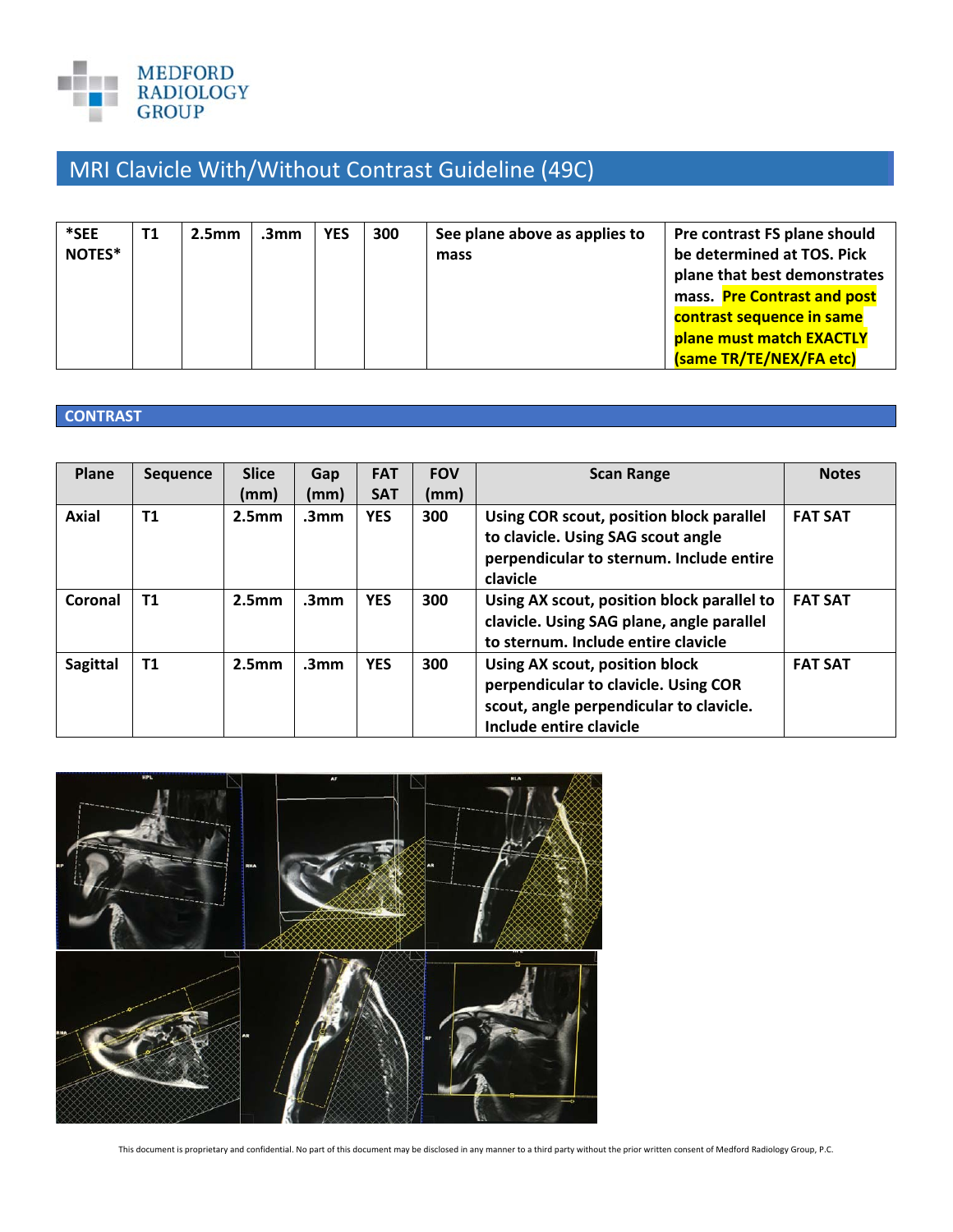# MRI Clavicle With/Without Contrast Guideline (49C)

| | | | | | | | |
|---|---|---|---|---|---|---|---|
| **\*SEE NOTES\*** | **T1** | **2.5mm** | **.3mm** | **YES** | **300** | **See plane above as applies to mass** | **Pre contrast FS plane should be determined at TOS. Pick plane that best demonstrates mass. Pre Contrast and post contrast sequence in same plane must match EXACTLY (same TR/TE/NEX/FA etc)** |

## CONTRAST

| Plane | Sequence | Slice (mm) | Gap (mm) | FAT SAT | FOV (mm) | Scan Range | Notes |
|---|---|---|---|---|---|---|---|
| **Axial** | **T1** | **2.5mm** | **.3mm** | **YES** | **300** | **Using COR scout, position block parallel to clavicle. Using SAG scout angle perpendicular to sternum. Include entire clavicle** | **FAT SAT** |
| **Coronal** | **T1** | **2.5mm** | **.3mm** | **YES** | **300** | **Using AX scout, position block parallel to clavicle. Using SAG plane, angle parallel to sternum. Include entire clavicle** | **FAT SAT** |
| **Sagittal** | **T1** | **2.5mm** | **.3mm** | **YES** | **300** | **Using AX scout, position block perpendicular to clavicle. Using COR scout, angle perpendicular to clavicle. Include entire clavicle** | **FAT SAT** |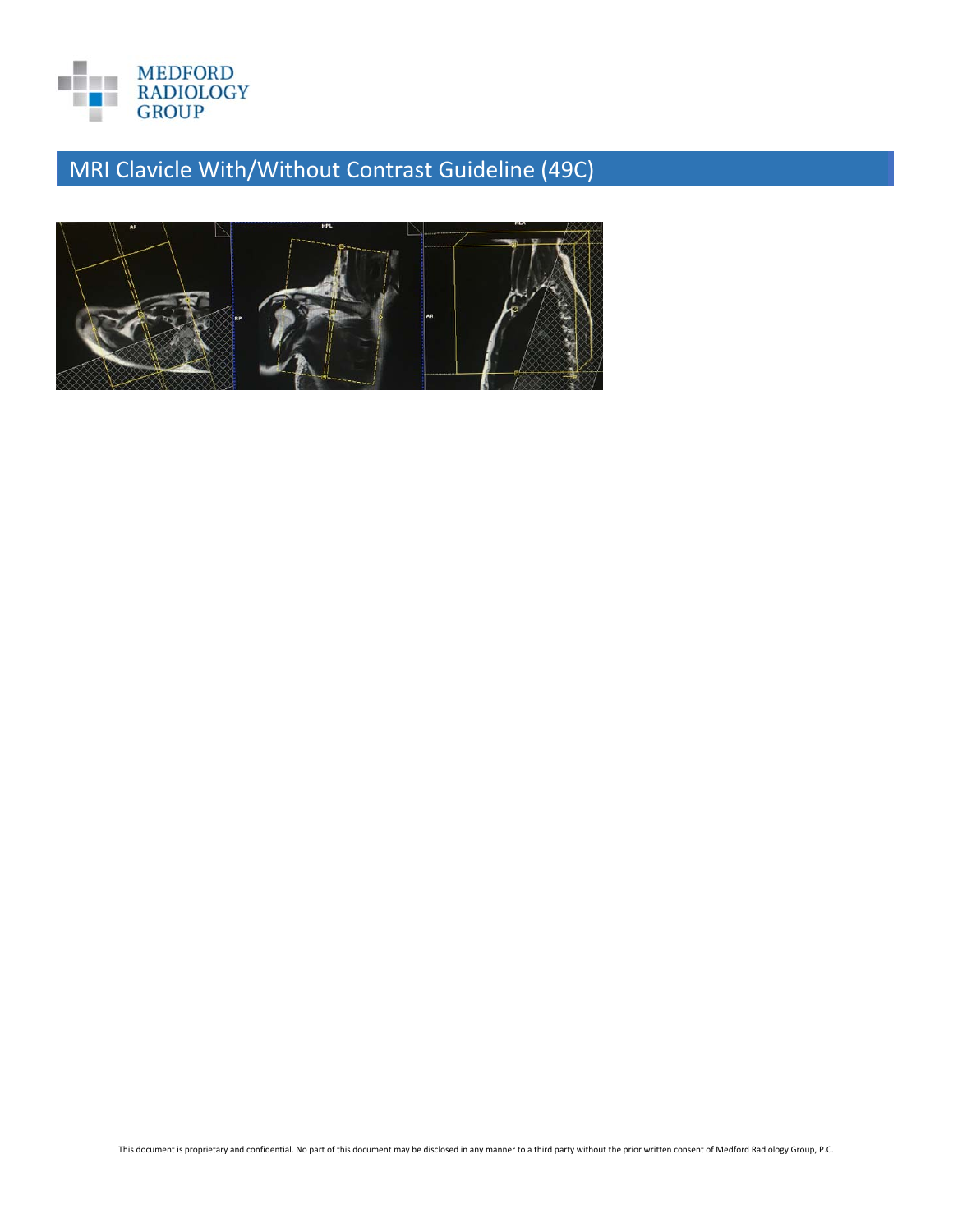# MRI Clavicle With/Without Contrast Guideline (49C)

This document is proprietary and confidential. No part of this document may be disclosed in any manner to a third party without the prior written consent of Medford Radiology Group, P.C.